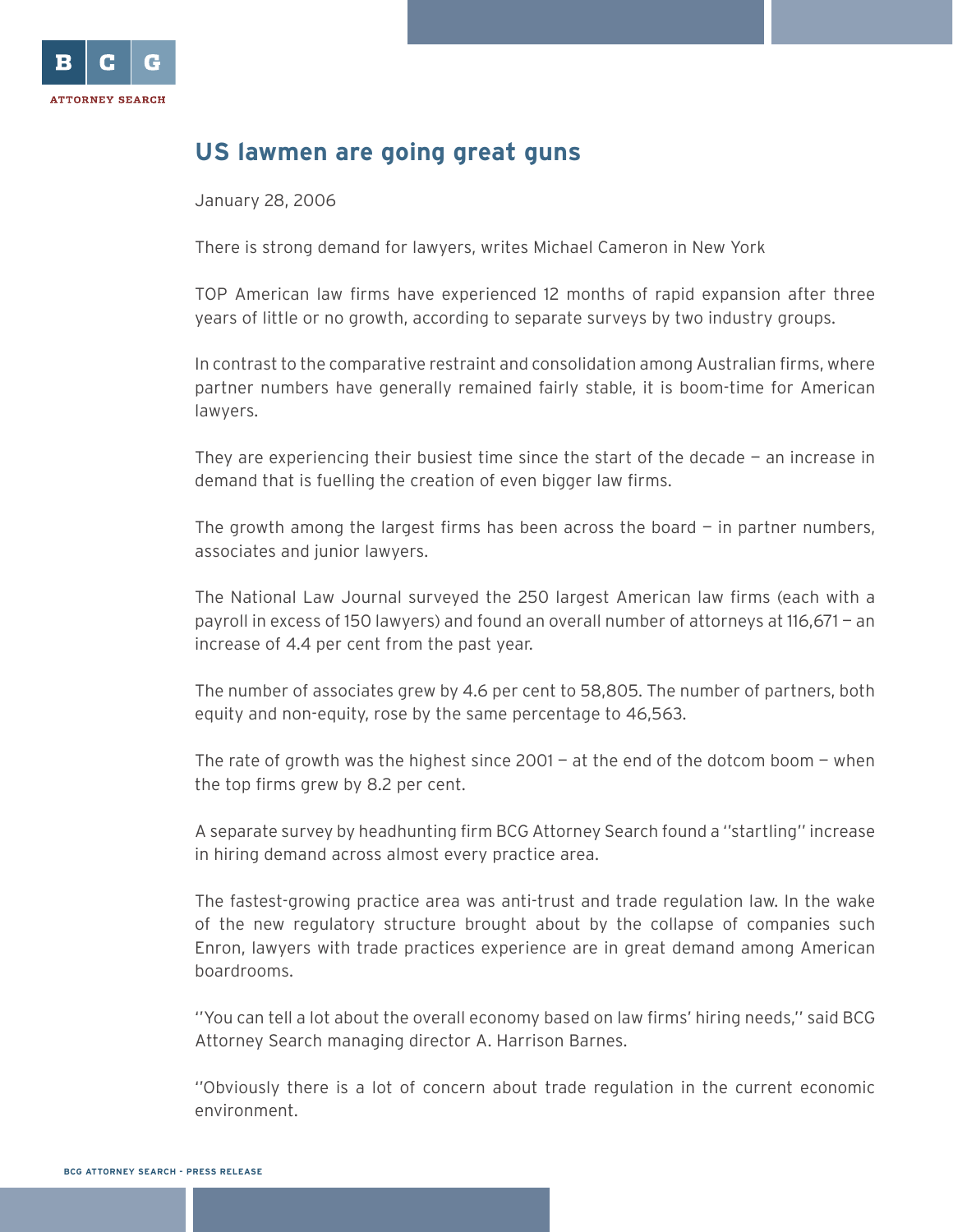# US lawmen are going great guns

January 28, 2006

There is strong demand for lawyers, writes Michael Cameron in New York

TOP American law firms have experienced 12 months of rapid expansion after three years of little or no growth, according to separate surveys by two industry groups.

In contrast to the comparative restraint and consolidation among Australian firms, where partner numbers have generally remained fairly stable, it is boom-time for American lawyers.

They are experiencing their busiest time since the start of the decade — an increase in demand that is fuelling the creation of even bigger law firms.

The growth among the largest firms has been across the board — in partner numbers, associates and junior lawyers.

The National Law Journal surveyed the 250 largest American law firms (each with a payroll in excess of 150 lawyers) and found an overall number of attorneys at 116,671 — an increase of 4.4 per cent from the past year.

The number of associates grew by 4.6 per cent to 58,805. The number of partners, both equity and non-equity, rose by the same percentage to 46,563.

The rate of growth was the highest since 2001 — at the end of the dotcom boom — when the top firms grew by 8.2 per cent.

A separate survey by headhunting firm BCG Attorney Search found a ''startling'' increase in hiring demand across almost every practice area.

The fastest-growing practice area was anti-trust and trade regulation law. In the wake of the new regulatory structure brought about by the collapse of companies such Enron, lawyers with trade practices experience are in great demand among American boardrooms.

''You can tell a lot about the overall economy based on law firms' hiring needs,'' said BCG Attorney Search managing director A. Harrison Barnes.

''Obviously there is a lot of concern about trade regulation in the current economic environment.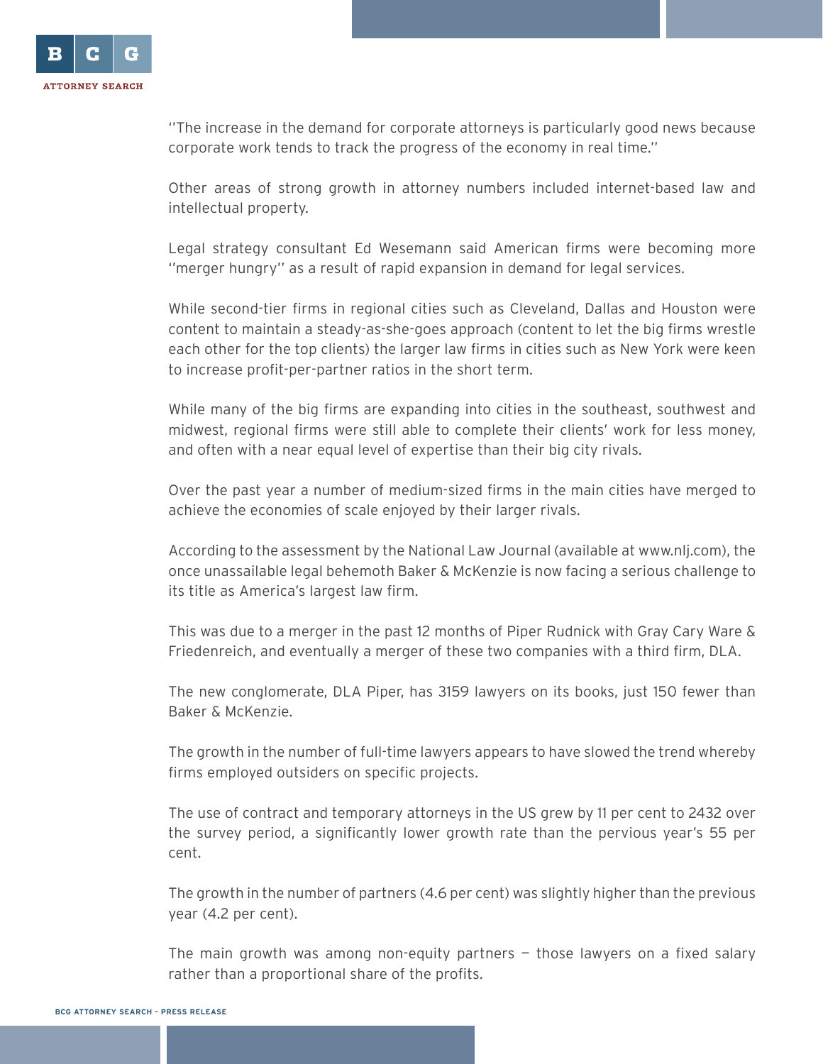''The increase in the demand for corporate attorneys is particularly good news because corporate work tends to track the progress of the economy in real time.''

Other areas of strong growth in attorney numbers included internet-based law and intellectual property.

Legal strategy consultant Ed Wesemann said American firms were becoming more ''merger hungry'' as a result of rapid expansion in demand for legal services.

While second-tier firms in regional cities such as Cleveland, Dallas and Houston were content to maintain a steady-as-she-goes approach (content to let the big firms wrestle each other for the top clients) the larger law firms in cities such as New York were keen to increase profit-per-partner ratios in the short term.

While many of the big firms are expanding into cities in the southeast, southwest and midwest, regional firms were still able to complete their clients' work for less money, and often with a near equal level of expertise than their big city rivals.

Over the past year a number of medium-sized firms in the main cities have merged to achieve the economies of scale enjoyed by their larger rivals.

According to the assessment by the National Law Journal (available at www.nlj.com), the once unassailable legal behemoth Baker & McKenzie is now facing a serious challenge to its title as America's largest law firm.

This was due to a merger in the past 12 months of Piper Rudnick with Gray Cary Ware & Friedenreich, and eventually a merger of these two companies with a third firm, DLA.

The new conglomerate, DLA Piper, has 3159 lawyers on its books, just 150 fewer than Baker & McKenzie.

The growth in the number of full-time lawyers appears to have slowed the trend whereby firms employed outsiders on specific projects.

The use of contract and temporary attorneys in the US grew by 11 per cent to 2432 over the survey period, a significantly lower growth rate than the pervious year's 55 per cent.

The growth in the number of partners (4.6 per cent) was slightly higher than the previous year (4.2 per cent).

The main growth was among non-equity partners — those lawyers on a fixed salary rather than a proportional share of the profits.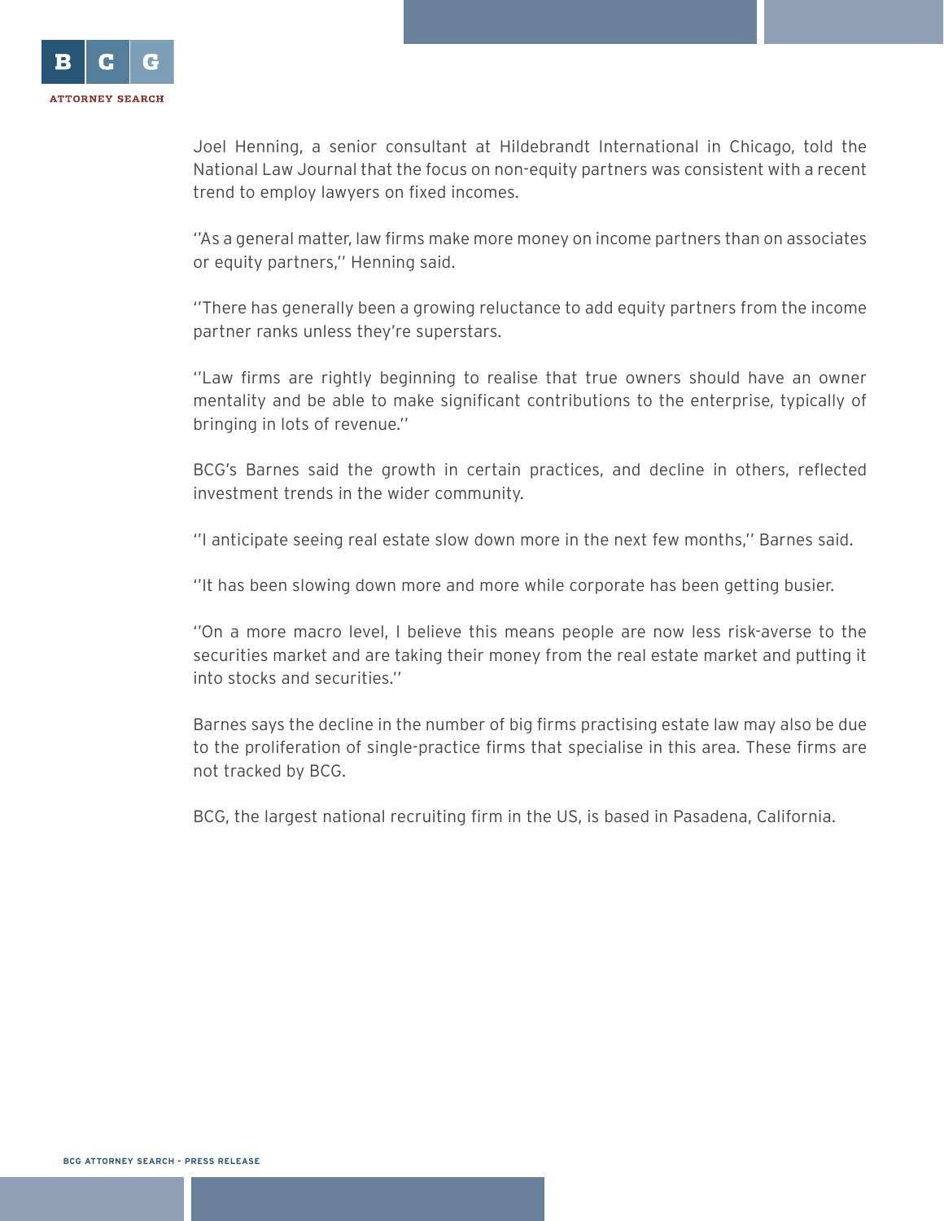Joel Henning, a senior consultant at Hildebrandt International in Chicago, told the National Law Journal that the focus on non-equity partners was consistent with a recent trend to employ lawyers on fixed incomes.

"As a general matter, law firms make more money on income partners than on associates or equity partners," Henning said.

"There has generally been a growing reluctance to add equity partners from the income partner ranks unless they're superstars.

"Law firms are rightly beginning to realise that true owners should have an owner mentality and be able to make significant contributions to the enterprise, typically of bringing in lots of revenue."

BCG's Barnes said the growth in certain practices, and decline in others, reflected investment trends in the wider community.

"I anticipate seeing real estate slow down more in the next few months," Barnes said.

"It has been slowing down more and more while corporate has been getting busier.

"On a more macro level, I believe this means people are now less risk-averse to the securities market and are taking their money from the real estate market and putting it into stocks and securities."

Barnes says the decline in the number of big firms practising estate law may also be due to the proliferation of single-practice firms that specialise in this area. These firms are not tracked by BCG.

BCG, the largest national recruiting firm in the US, is based in Pasadena, California.